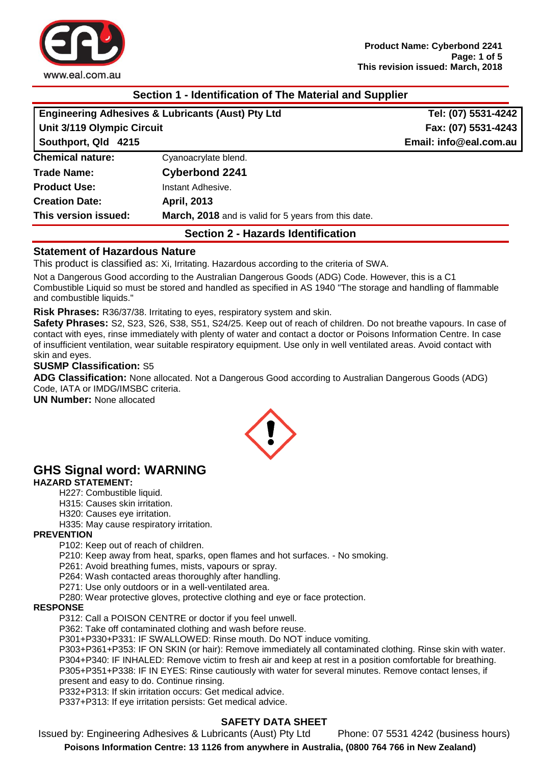## Section 1 - Identification of The Material and Supplier

| Engineering Adhesives & Lubricants (Aust) Pty Ltd | Tel: (07) 5531-4242 |
|---|---|
| Unit 3/119 Olympic Circuit | Fax: (07) 5531-4243 |
| Southport, Qld 4215 | Email: info@eal.com.au |

| | |
|---|---|
| **Chemical nature:** | Cyanoacrylate blend. |
| **Trade Name:** | **Cyberbond 2241** |
| **Product Use:** | Instant Adhesive. |
| **Creation Date:** | **April, 2013** |
| **This version issued:** | **March, 2018** and is valid for 5 years from this date. |

## Section 2 - Hazards Identification

### Statement of Hazardous Nature

This product is classified as: Xi, Irritating. Hazardous according to the criteria of SWA.

Not a Dangerous Good according to the Australian Dangerous Goods (ADG) Code. However, this is a C1 Combustible Liquid so must be stored and handled as specified in AS 1940 "The storage and handling of flammable and combustible liquids."

**Risk Phrases:** R36/37/38. Irritating to eyes, respiratory system and skin.

**Safety Phrases:** S2, S23, S26, S38, S51, S24/25. Keep out of reach of children. Do not breathe vapours. In case of contact with eyes, rinse immediately with plenty of water and contact a doctor or Poisons Information Centre. In case of insufficient ventilation, wear suitable respiratory equipment. Use only in well ventilated areas. Avoid contact with skin and eyes.

**SUSMP Classification:** S5

**ADG Classification:** None allocated. Not a Dangerous Good according to Australian Dangerous Goods (ADG) Code, IATA or IMDG/IMSBC criteria.

**UN Number:** None allocated

## GHS Signal word: WARNING

**HAZARD STATEMENT:**

- H227: Combustible liquid.
- H315: Causes skin irritation.
- H320: Causes eye irritation.
- H335: May cause respiratory irritation.

**PREVENTION**

- P102: Keep out of reach of children.
- P210: Keep away from heat, sparks, open flames and hot surfaces. - No smoking.
- P261: Avoid breathing fumes, mists, vapours or spray.
- P264: Wash contacted areas thoroughly after handling.
- P271: Use only outdoors or in a well-ventilated area.
- P280: Wear protective gloves, protective clothing and eye or face protection.

**RESPONSE**

- P312: Call a POISON CENTRE or doctor if you feel unwell.
- P362: Take off contaminated clothing and wash before reuse.
- P301+P330+P331: IF SWALLOWED: Rinse mouth. Do NOT induce vomiting.
- P303+P361+P353: IF ON SKIN (or hair): Remove immediately all contaminated clothing. Rinse skin with water.
- P304+P340: IF INHALED: Remove victim to fresh air and keep at rest in a position comfortable for breathing.
- P305+P351+P338: IF IN EYES: Rinse cautiously with water for several minutes. Remove contact lenses, if present and easy to do. Continue rinsing.
- P332+P313: If skin irritation occurs: Get medical advice.
- P337+P313: If eye irritation persists: Get medical advice.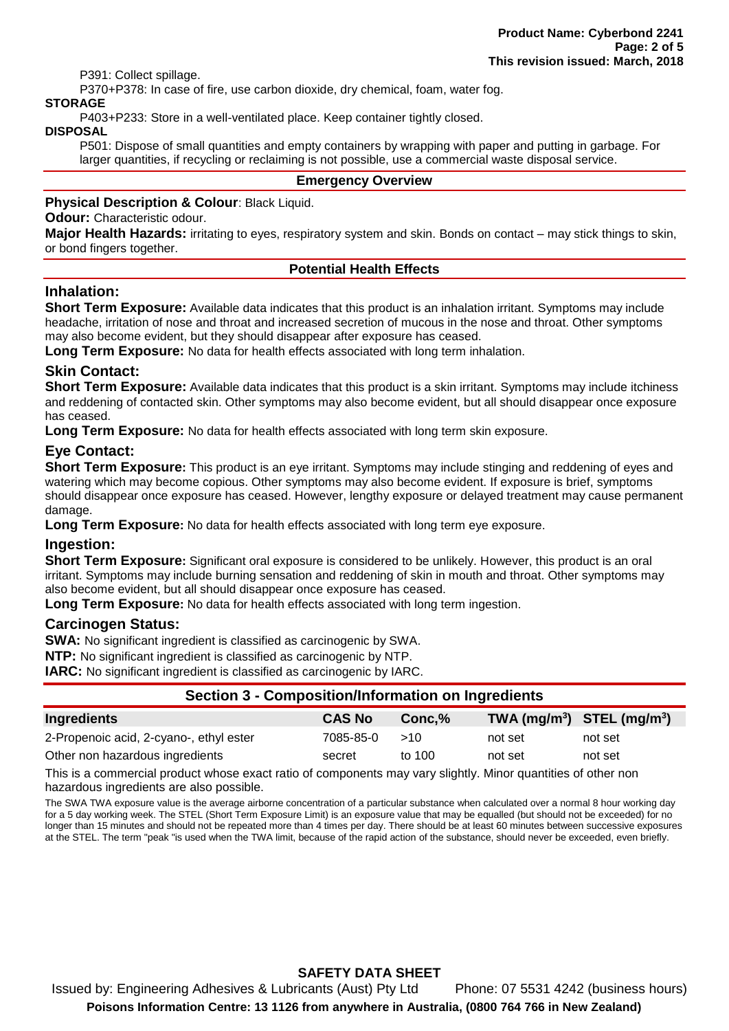P391: Collect spillage.

P370+P378: In case of fire, use carbon dioxide, dry chemical, foam, water fog.

**STORAGE**

P403+P233: Store in a well-ventilated place. Keep container tightly closed.

**DISPOSAL**

P501: Dispose of small quantities and empty containers by wrapping with paper and putting in garbage. For larger quantities, if recycling or reclaiming is not possible, use a commercial waste disposal service.

### Emergency Overview

**Physical Description & Colour**: Black Liquid.

**Odour:** Characteristic odour.

**Major Health Hazards:** irritating to eyes, respiratory system and skin. Bonds on contact – may stick things to skin, or bond fingers together.

### Potential Health Effects

## Inhalation:

**Short Term Exposure:** Available data indicates that this product is an inhalation irritant. Symptoms may include headache, irritation of nose and throat and increased secretion of mucous in the nose and throat. Other symptoms may also become evident, but they should disappear after exposure has ceased.

**Long Term Exposure:** No data for health effects associated with long term inhalation.

## Skin Contact:

**Short Term Exposure:** Available data indicates that this product is a skin irritant. Symptoms may include itchiness and reddening of contacted skin. Other symptoms may also become evident, but all should disappear once exposure has ceased.

**Long Term Exposure:** No data for health effects associated with long term skin exposure.

## Eye Contact:

**Short Term Exposure:** This product is an eye irritant. Symptoms may include stinging and reddening of eyes and watering which may become copious. Other symptoms may also become evident. If exposure is brief, symptoms should disappear once exposure has ceased. However, lengthy exposure or delayed treatment may cause permanent damage.

**Long Term Exposure:** No data for health effects associated with long term eye exposure.

## Ingestion:

**Short Term Exposure:** Significant oral exposure is considered to be unlikely. However, this product is an oral irritant. Symptoms may include burning sensation and reddening of skin in mouth and throat. Other symptoms may also become evident, but all should disappear once exposure has ceased.

**Long Term Exposure:** No data for health effects associated with long term ingestion.

## Carcinogen Status:

**SWA:** No significant ingredient is classified as carcinogenic by SWA.

**NTP:** No significant ingredient is classified as carcinogenic by NTP.

**IARC:** No significant ingredient is classified as carcinogenic by IARC.

## Section 3 - Composition/Information on Ingredients

| Ingredients | CAS No | Conc,% | TWA ($mg/m^3$) | STEL ($mg/m^3$) |
|---|---|---|---|---|
| 2-Propenoic acid, 2-cyano-, ethyl ester | 7085-85-0 | >10 | not set | not set |
| Other non hazardous ingredients | secret | to 100 | not set | not set |

This is a commercial product whose exact ratio of components may vary slightly. Minor quantities of other non hazardous ingredients are also possible.

The SWA TWA exposure value is the average airborne concentration of a particular substance when calculated over a normal 8 hour working day for a 5 day working week. The STEL (Short Term Exposure Limit) is an exposure value that may be equalled (but should not be exceeded) for no longer than 15 minutes and should not be repeated more than 4 times per day. There should be at least 60 minutes between successive exposures at the STEL. The term "peak "is used when the TWA limit, because of the rapid action of the substance, should never be exceeded, even briefly.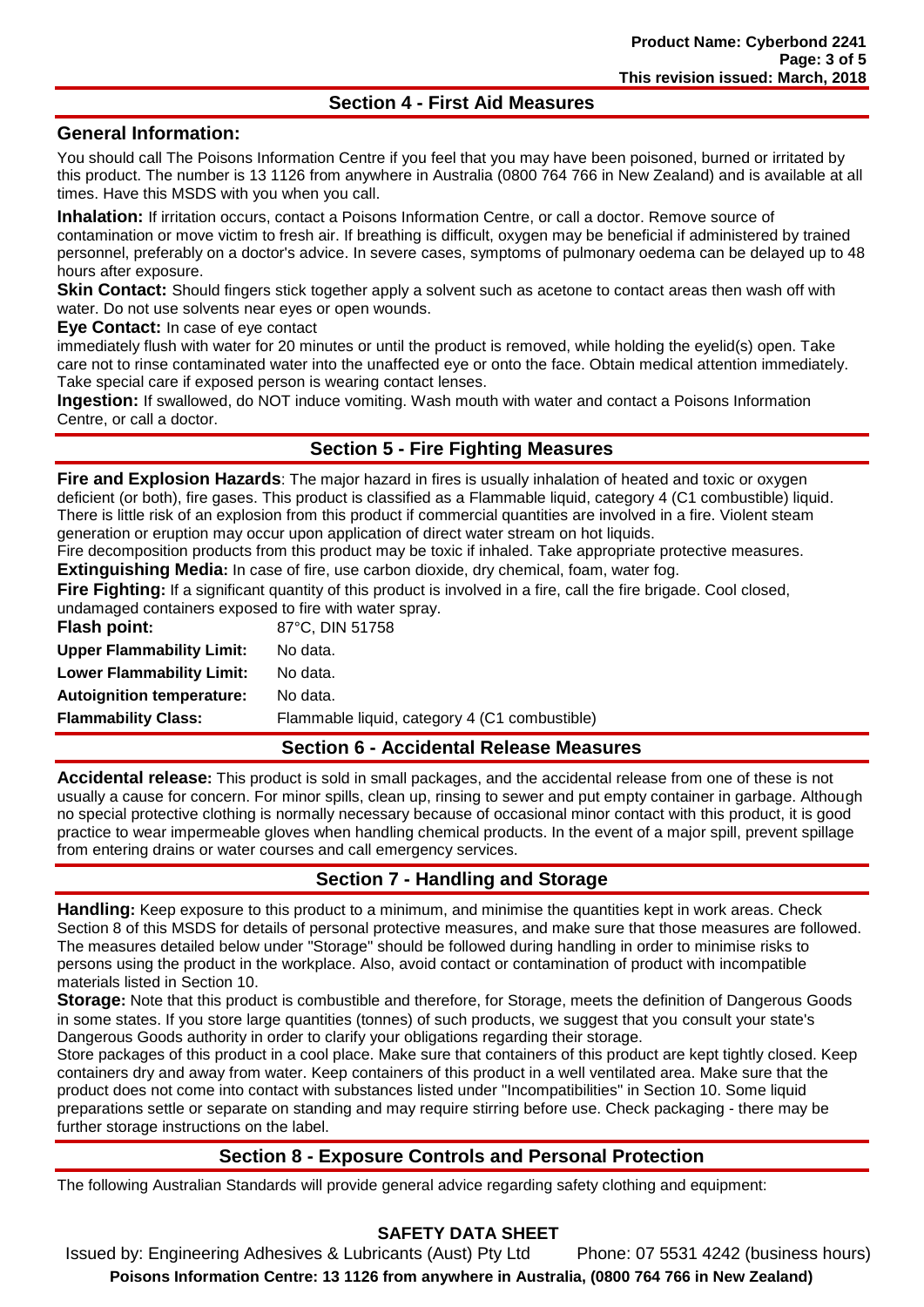## Section 4 - First Aid Measures

### General Information:

You should call The Poisons Information Centre if you feel that you may have been poisoned, burned or irritated by this product. The number is 13 1126 from anywhere in Australia (0800 764 766 in New Zealand) and is available at all times. Have this MSDS with you when you call.

**Inhalation:** If irritation occurs, contact a Poisons Information Centre, or call a doctor. Remove source of contamination or move victim to fresh air. If breathing is difficult, oxygen may be beneficial if administered by trained personnel, preferably on a doctor's advice. In severe cases, symptoms of pulmonary oedema can be delayed up to 48 hours after exposure.

**Skin Contact:** Should fingers stick together apply a solvent such as acetone to contact areas then wash off with water. Do not use solvents near eyes or open wounds.

**Eye Contact:** In case of eye contact
immediately flush with water for 20 minutes or until the product is removed, while holding the eyelid(s) open. Take care not to rinse contaminated water into the unaffected eye or onto the face. Obtain medical attention immediately. Take special care if exposed person is wearing contact lenses.

**Ingestion:** If swallowed, do NOT induce vomiting. Wash mouth with water and contact a Poisons Information Centre, or call a doctor.

## Section 5 - Fire Fighting Measures

**Fire and Explosion Hazards**: The major hazard in fires is usually inhalation of heated and toxic or oxygen deficient (or both), fire gases. This product is classified as a Flammable liquid, category 4 (C1 combustible) liquid. There is little risk of an explosion from this product if commercial quantities are involved in a fire. Violent steam generation or eruption may occur upon application of direct water stream on hot liquids.
Fire decomposition products from this product may be toxic if inhaled. Take appropriate protective measures.

**Extinguishing Media:** In case of fire, use carbon dioxide, dry chemical, foam, water fog.

**Fire Fighting:** If a significant quantity of this product is involved in a fire, call the fire brigade. Cool closed, undamaged containers exposed to fire with water spray.

| | |
|---|---|
| **Flash point:** | 87°C, DIN 51758 |
| **Upper Flammability Limit:** | No data. |
| **Lower Flammability Limit:** | No data. |
| **Autoignition temperature:** | No data. |
| **Flammability Class:** | Flammable liquid, category 4 (C1 combustible) |

## Section 6 - Accidental Release Measures

**Accidental release:** This product is sold in small packages, and the accidental release from one of these is not usually a cause for concern. For minor spills, clean up, rinsing to sewer and put empty container in garbage. Although no special protective clothing is normally necessary because of occasional minor contact with this product, it is good practice to wear impermeable gloves when handling chemical products. In the event of a major spill, prevent spillage from entering drains or water courses and call emergency services.

## Section 7 - Handling and Storage

**Handling:** Keep exposure to this product to a minimum, and minimise the quantities kept in work areas. Check Section 8 of this MSDS for details of personal protective measures, and make sure that those measures are followed. The measures detailed below under "Storage" should be followed during handling in order to minimise risks to persons using the product in the workplace. Also, avoid contact or contamination of product with incompatible materials listed in Section 10.

**Storage:** Note that this product is combustible and therefore, for Storage, meets the definition of Dangerous Goods in some states. If you store large quantities (tonnes) of such products, we suggest that you consult your state's Dangerous Goods authority in order to clarify your obligations regarding their storage.
Store packages of this product in a cool place. Make sure that containers of this product are kept tightly closed. Keep containers dry and away from water. Keep containers of this product in a well ventilated area. Make sure that the product does not come into contact with substances listed under "Incompatibilities" in Section 10. Some liquid preparations settle or separate on standing and may require stirring before use. Check packaging - there may be further storage instructions on the label.

## Section 8 - Exposure Controls and Personal Protection

The following Australian Standards will provide general advice regarding safety clothing and equipment: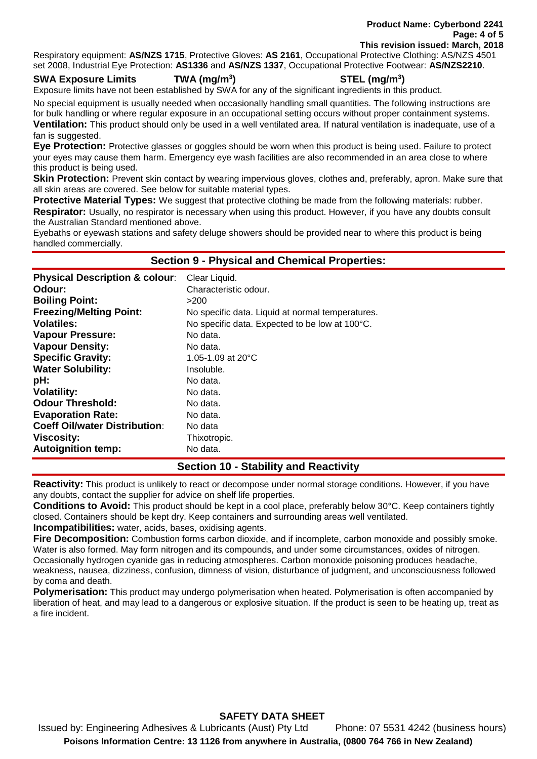Respiratory equipment: **AS/NZS 1715**, Protective Gloves: **AS 2161**, Occupational Protective Clothing: AS/NZS 4501 set 2008, Industrial Eye Protection: **AS1336** and **AS/NZS 1337**, Occupational Protective Footwear: **AS/NZS2210**.

| **SWA Exposure Limits** | **TWA (mg/m$^3$)** | **STEL (mg/m$^3$)** |
|---|---|---|

Exposure limits have not been established by SWA for any of the significant ingredients in this product.

No special equipment is usually needed when occasionally handling small quantities. The following instructions are for bulk handling or where regular exposure in an occupational setting occurs without proper containment systems.

**Ventilation:** This product should only be used in a well ventilated area. If natural ventilation is inadequate, use of a fan is suggested.

**Eye Protection:** Protective glasses or goggles should be worn when this product is being used. Failure to protect your eyes may cause them harm. Emergency eye wash facilities are also recommended in an area close to where this product is being used.

**Skin Protection:** Prevent skin contact by wearing impervious gloves, clothes and, preferably, apron. Make sure that all skin areas are covered. See below for suitable material types.

**Protective Material Types:** We suggest that protective clothing be made from the following materials: rubber.

**Respirator:** Usually, no respirator is necessary when using this product. However, if you have any doubts consult the Australian Standard mentioned above.

Eyebaths or eyewash stations and safety deluge showers should be provided near to where this product is being handled commercially.

## Section 9 - Physical and Chemical Properties:

| | |
|---|---|
| **Physical Description & colour**: | Clear Liquid. |
| **Odour:** | Characteristic odour. |
| **Boiling Point:** | >200 |
| **Freezing/Melting Point:** | No specific data. Liquid at normal temperatures. |
| **Volatiles:** | No specific data. Expected to be low at 100°C. |
| **Vapour Pressure:** | No data. |
| **Vapour Density:** | No data. |
| **Specific Gravity:** | 1.05-1.09 at 20°C |
| **Water Solubility:** | Insoluble. |
| **pH:** | No data. |
| **Volatility:** | No data. |
| **Odour Threshold:** | No data. |
| **Evaporation Rate:** | No data. |
| **Coeff Oil/water Distribution**: | No data |
| **Viscosity:** | Thixotropic. |
| **Autoignition temp:** | No data. |

## Section 10 - Stability and Reactivity

**Reactivity:** This product is unlikely to react or decompose under normal storage conditions. However, if you have any doubts, contact the supplier for advice on shelf life properties.

**Conditions to Avoid:** This product should be kept in a cool place, preferably below 30°C. Keep containers tightly closed. Containers should be kept dry. Keep containers and surrounding areas well ventilated.

**Incompatibilities:** water, acids, bases, oxidising agents.

**Fire Decomposition:** Combustion forms carbon dioxide, and if incomplete, carbon monoxide and possibly smoke. Water is also formed. May form nitrogen and its compounds, and under some circumstances, oxides of nitrogen. Occasionally hydrogen cyanide gas in reducing atmospheres. Carbon monoxide poisoning produces headache, weakness, nausea, dizziness, confusion, dimness of vision, disturbance of judgment, and unconsciousness followed by coma and death.

**Polymerisation:** This product may undergo polymerisation when heated. Polymerisation is often accompanied by liberation of heat, and may lead to a dangerous or explosive situation. If the product is seen to be heating up, treat as a fire incident.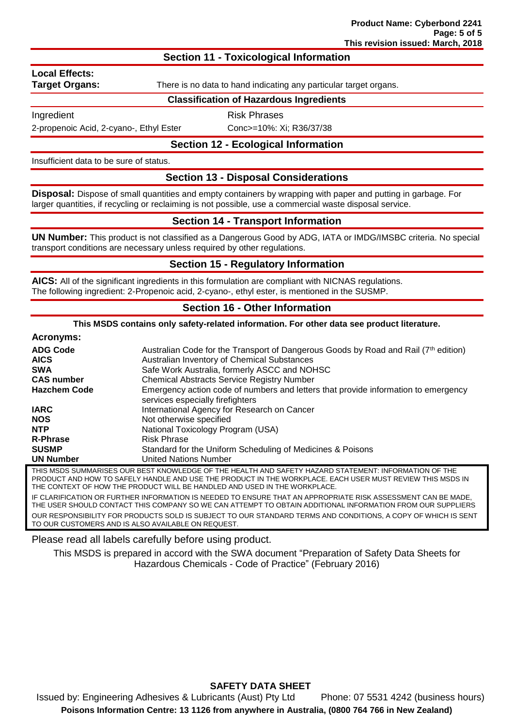## Section 11 - Toxicological Information

**Local Effects:**

**Target Organs:** There is no data to hand indicating any particular target organs.

### Classification of Hazardous Ingredients

| Ingredient | Risk Phrases |
| --- | --- |
| 2-propenoic Acid, 2-cyano-, Ethyl Ester | Conc>=10%: Xi; R36/37/38 |

## Section 12 - Ecological Information

Insufficient data to be sure of status.

## Section 13 - Disposal Considerations

**Disposal:** Dispose of small quantities and empty containers by wrapping with paper and putting in garbage. For larger quantities, if recycling or reclaiming is not possible, use a commercial waste disposal service.

## Section 14 - Transport Information

**UN Number:** This product is not classified as a Dangerous Good by ADG, IATA or IMDG/IMSBC criteria. No special transport conditions are necessary unless required by other regulations.

## Section 15 - Regulatory Information

**AICS:** All of the significant ingredients in this formulation are compliant with NICNAS regulations.
The following ingredient: 2-Propenoic acid, 2-cyano-, ethyl ester, is mentioned in the SUSMP.

## Section 16 - Other Information

**This MSDS contains only safety-related information. For other data see product literature.**

**Acronyms:**

| | |
| --- | --- |
| **ADG Code** | Australian Code for the Transport of Dangerous Goods by Road and Rail (7th edition) |
| **AICS** | Australian Inventory of Chemical Substances |
| **SWA** | Safe Work Australia, formerly ASCC and NOHSC |
| **CAS number** | Chemical Abstracts Service Registry Number |
| **Hazchem Code** | Emergency action code of numbers and letters that provide information to emergency services especially firefighters |
| **IARC** | International Agency for Research on Cancer |
| **NOS** | Not otherwise specified |
| **NTP** | National Toxicology Program (USA) |
| **R-Phrase** | Risk Phrase |
| **SUSMP** | Standard for the Uniform Scheduling of Medicines & Poisons |
| **UN Number** | United Nations Number |

THIS MSDS SUMMARISES OUR BEST KNOWLEDGE OF THE HEALTH AND SAFETY HAZARD STATEMENT: INFORMATION OF THE PRODUCT AND HOW TO SAFELY HANDLE AND USE THE PRODUCT IN THE WORKPLACE. EACH USER MUST REVIEW THIS MSDS IN THE CONTEXT OF HOW THE PRODUCT WILL BE HANDLED AND USED IN THE WORKPLACE.

IF CLARIFICATION OR FURTHER INFORMATION IS NEEDED TO ENSURE THAT AN APPROPRIATE RISK ASSESSMENT CAN BE MADE, THE USER SHOULD CONTACT THIS COMPANY SO WE CAN ATTEMPT TO OBTAIN ADDITIONAL INFORMATION FROM OUR SUPPLIERS

OUR RESPONSIBILITY FOR PRODUCTS SOLD IS SUBJECT TO OUR STANDARD TERMS AND CONDITIONS, A COPY OF WHICH IS SENT TO OUR CUSTOMERS AND IS ALSO AVAILABLE ON REQUEST.

Please read all labels carefully before using product.

This MSDS is prepared in accord with the SWA document "Preparation of Safety Data Sheets for Hazardous Chemicals - Code of Practice" (February 2016)